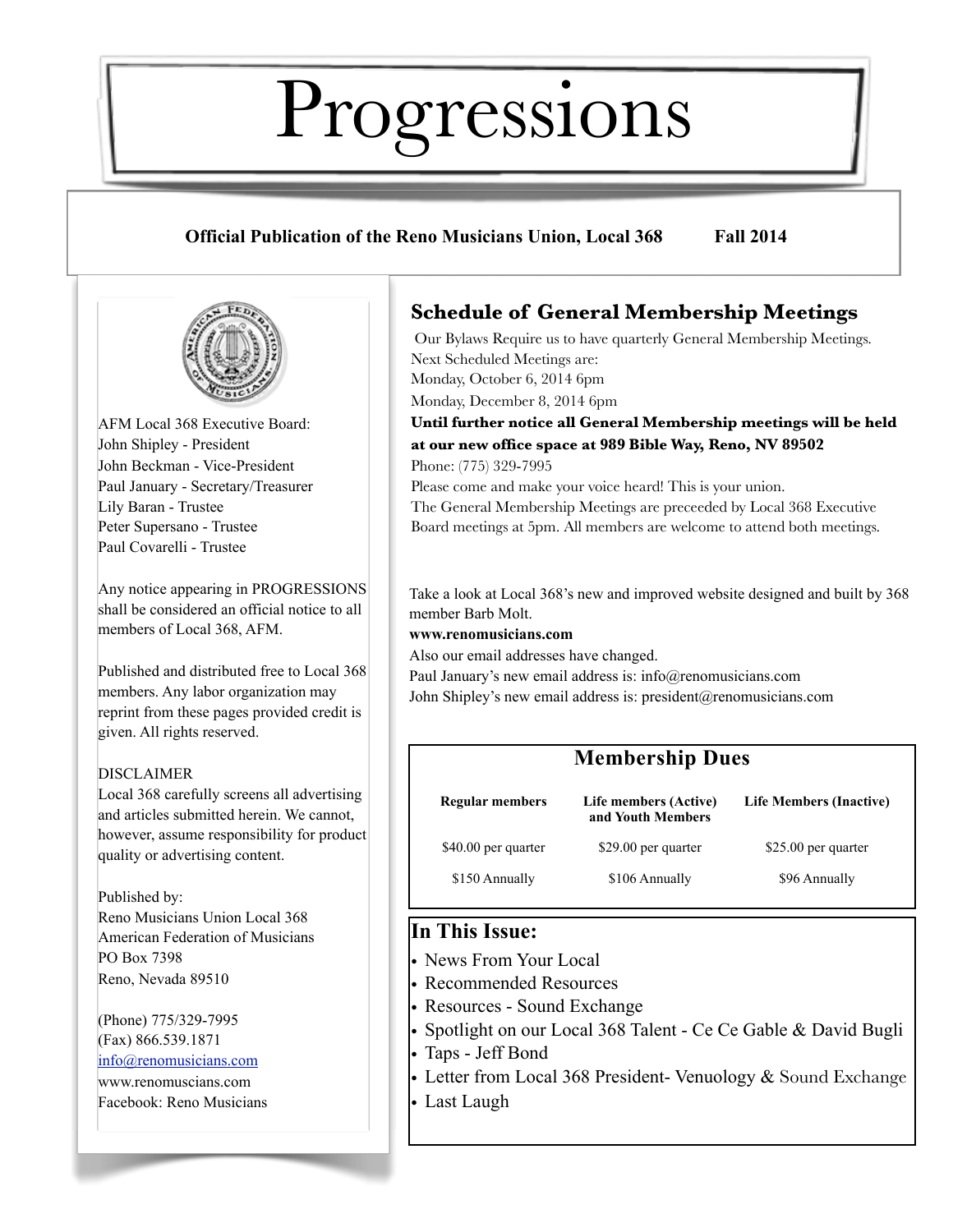# Progressions

**Official Publication of the Reno Musicians Union, Local 368 Fall 2014**

AFM Local 368 Executive Board:
John Shipley - President
John Beckman - Vice-President
Paul January - Secretary/Treasurer
Lily Baran - Trustee
Peter Supersano - Trustee
Paul Covarelli - Trustee

Any notice appearing in PROGRESSIONS shall be considered an official notice to all members of Local 368, AFM.

Published and distributed free to Local 368 members. Any labor organization may reprint from these pages provided credit is given. All rights reserved.

DISCLAIMER
Local 368 carefully screens all advertising and articles submitted herein. We cannot, however, assume responsibility for product quality or advertising content.

Published by:
Reno Musicians Union Local 368
American Federation of Musicians
PO Box 7398
Reno, Nevada 89510

(Phone) 775/329-7995
(Fax) 866.539.1871
info@renomusicians.com
www.renomuscians.com
Facebook: Reno Musicians

## Schedule of General Membership Meetings

Our Bylaws Require us to have quarterly General Membership Meetings.
Next Scheduled Meetings are:
Monday, October 6, 2014 6pm
Monday, December 8, 2014 6pm
**Until further notice all General Membership meetings will be held at our new office space at 989 Bible Way, Reno, NV 89502**
Phone: (775) 329-7995
Please come and make your voice heard! This is your union.
The General Membership Meetings are preceeded by Local 368 Executive Board meetings at 5pm. All members are welcome to attend both meetings.

Take a look at Local 368's new and improved website designed and built by 368 member Barb Molt.
**www.renomusicians.com**
Also our email addresses have changed.
Paul January's new email address is: info@renomusicians.com
John Shipley's new email address is: president@renomusicians.com

## Membership Dues

| Regular members | Life members (Active) and Youth Members | Life Members (Inactive) |
|---|---|---|
| $40.00 per quarter | $29.00 per quarter | $25.00 per quarter |
| $150 Annually | $106 Annually | $96 Annually |

## In This Issue:

- News From Your Local
- Recommended Resources
- Resources - Sound Exchange
- Spotlight on our Local 368 Talent - Ce Ce Gable & David Bugli
- Taps - Jeff Bond
- Letter from Local 368 President- Venuology & Sound Exchange
- Last Laugh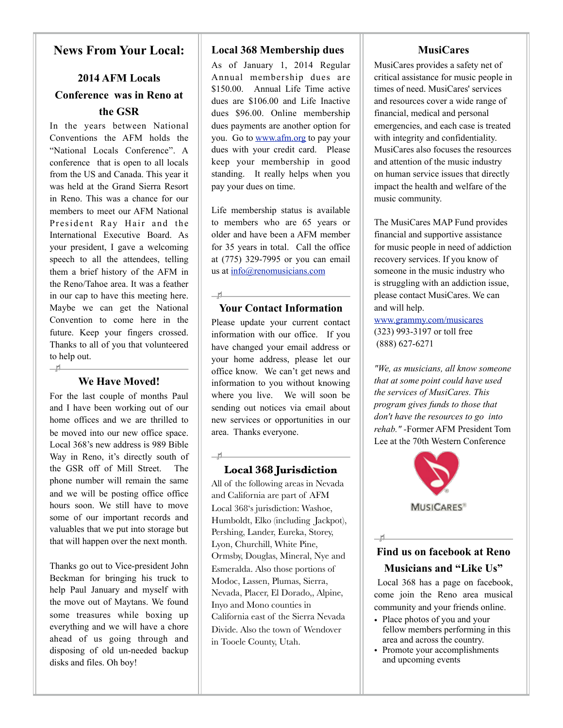# News From Your Local:

## 2014 AFM Locals Conference was in Reno at the GSR

In the years between National Conventions the AFM holds the "National Locals Conference". A conference that is open to all locals from the US and Canada. This year it was held at the Grand Sierra Resort in Reno. This was a chance for our members to meet our AFM National President Ray Hair and the International Executive Board. As your president, I gave a welcoming speech to all the attendees, telling them a brief history of the AFM in the Reno/Tahoe area. It was a feather in our cap to have this meeting here. Maybe we can get the National Convention to come here in the future. Keep your fingers crossed. Thanks to all of you that volunteered to help out.

## We Have Moved!

For the last couple of months Paul and I have been working out of our home offices and we are thrilled to be moved into our new office space. Local 368's new address is 989 Bible Way in Reno, it's directly south of the GSR off of Mill Street. The phone number will remain the same and we will be posting office office hours soon. We still have to move some of our important records and valuables that we put into storage but that will happen over the next month.

Thanks go out to Vice-president John Beckman for bringing his truck to help Paul January and myself with the move out of Maytans. We found some treasures while boxing up everything and we will have a chore ahead of us going through and disposing of old un-needed backup disks and files. Oh boy!

## Local 368 Membership dues

As of January 1, 2014 Regular Annual membership dues are $150.00. Annual Life Time active dues are $106.00 and Life Inactive dues $96.00. Online membership dues payments are another option for you. Go to www.afm.org to pay your dues with your credit card. Please keep your membership in good standing. It really helps when you pay your dues on time.

Life membership status is available to members who are 65 years or older and have been a AFM member for 35 years in total. Call the office at (775) 329-7995 or you can email us at info@renomusicians.com

## Your Contact Information

Please update your current contact information with our office. If you have changed your email address or your home address, please let our office know. We can't get news and information to you without knowing where you live. We will soon be sending out notices via email about new services or opportunities in our area. Thanks everyone.

## Local 368 Jurisdiction

All of the following areas in Nevada and California are part of AFM Local 368's jurisdiction: Washoe, Humboldt, Elko (including Jackpot), Pershing, Lander, Eureka, Storey, Lyon, Churchill, White Pine, Ormsby, Douglas, Mineral, Nye and Esmeralda. Also those portions of Modoc, Lassen, Plumas, Sierra, Nevada, Placer, El Dorado,, Alpine, Inyo and Mono counties in California east of the Sierra Nevada Divide. Also the town of Wendover in Tooele County, Utah.

## MusiCares

MusiCares provides a safety net of critical assistance for music people in times of need. MusiCares' services and resources cover a wide range of financial, medical and personal emergencies, and each case is treated with integrity and confidentiality. MusiCares also focuses the resources and attention of the music industry on human service issues that directly impact the health and welfare of the music community.

The MusiCares MAP Fund provides financial and supportive assistance for music people in need of addiction recovery services. If you know of someone in the music industry who is struggling with an addiction issue, please contact MusiCares. We can and will help.

www.grammy.com/musicares
(323) 993-3197 or toll free
(888) 627-6271

*"We, as musicians, all know someone that at some point could have used the services of MusiCares. This program gives funds to those that don't have the resources to go into rehab."* -Former AFM President Tom Lee at the 70th Western Conference

MUSICARES®

## Find us on facebook at Reno Musicians and "Like Us"

Local 368 has a page on facebook, come join the Reno area musical community and your friends online.

- Place photos of you and your fellow members performing in this area and across the country.
- Promote your accomplishments and upcoming events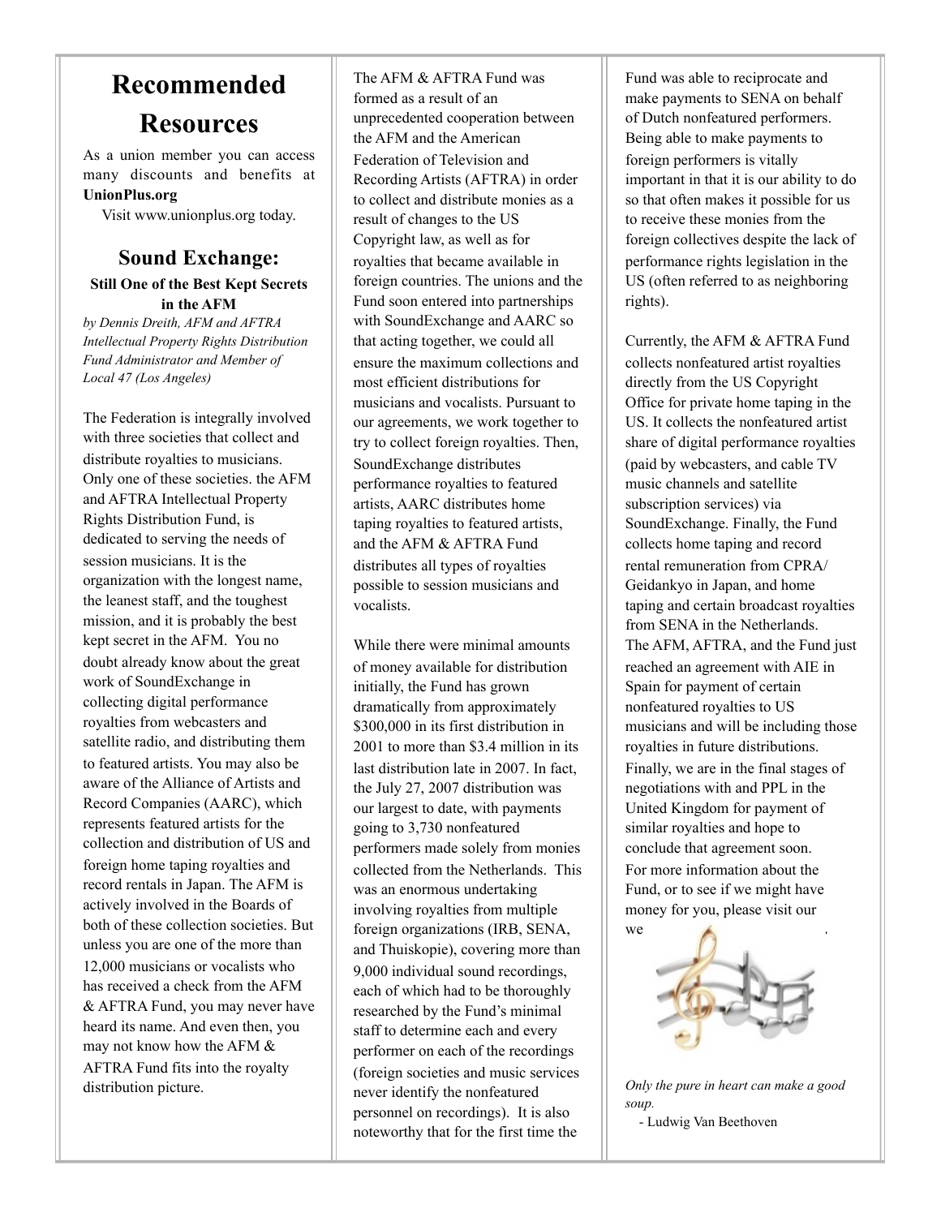# Recommended Resources

As a union member you can access many discounts and benefits at **UnionPlus.org**

Visit www.unionplus.org today.

## Sound Exchange:

**Still One of the Best Kept Secrets in the AFM**

*by Dennis Dreith, AFM and AFTRA Intellectual Property Rights Distribution Fund Administrator and Member of Local 47 (Los Angeles)*

The Federation is integrally involved with three societies that collect and distribute royalties to musicians. Only one of these societies. the AFM and AFTRA Intellectual Property Rights Distribution Fund, is dedicated to serving the needs of session musicians. It is the organization with the longest name, the leanest staff, and the toughest mission, and it is probably the best kept secret in the AFM. You no doubt already know about the great work of SoundExchange in collecting digital performance royalties from webcasters and satellite radio, and distributing them to featured artists. You may also be aware of the Alliance of Artists and Record Companies (AARC), which represents featured artists for the collection and distribution of US and foreign home taping royalties and record rentals in Japan. The AFM is actively involved in the Boards of both of these collection societies. But unless you are one of the more than 12,000 musicians or vocalists who has received a check from the AFM & AFTRA Fund, you may never have heard its name. And even then, you may not know how the AFM & AFTRA Fund fits into the royalty distribution picture.

The AFM & AFTRA Fund was formed as a result of an unprecedented cooperation between the AFM and the American Federation of Television and Recording Artists (AFTRA) in order to collect and distribute monies as a result of changes to the US Copyright law, as well as for royalties that became available in foreign countries. The unions and the Fund soon entered into partnerships with SoundExchange and AARC so that acting together, we could all ensure the maximum collections and most efficient distributions for musicians and vocalists. Pursuant to our agreements, we work together to try to collect foreign royalties. Then, SoundExchange distributes performance royalties to featured artists, AARC distributes home taping royalties to featured artists, and the AFM & AFTRA Fund distributes all types of royalties possible to session musicians and vocalists.

While there were minimal amounts of money available for distribution initially, the Fund has grown dramatically from approximately $300,000 in its first distribution in 2001 to more than $3.4 million in its last distribution late in 2007. In fact, the July 27, 2007 distribution was our largest to date, with payments going to 3,730 nonfeatured performers made solely from monies collected from the Netherlands. This was an enormous undertaking involving royalties from multiple foreign organizations (IRB, SENA, and Thuiskopie), covering more than 9,000 individual sound recordings, each of which had to be thoroughly researched by the Fund's minimal staff to determine each and every performer on each of the recordings (foreign societies and music services never identify the nonfeatured personnel on recordings). It is also noteworthy that for the first time the Fund was able to reciprocate and make payments to SENA on behalf of Dutch nonfeatured performers. Being able to make payments to foreign performers is vitally important in that it is our ability to do so that often makes it possible for us to receive these monies from the foreign collectives despite the lack of performance rights legislation in the US (often referred to as neighboring rights).

Currently, the AFM & AFTRA Fund collects nonfeatured artist royalties directly from the US Copyright Office for private home taping in the US. It collects the nonfeatured artist share of digital performance royalties (paid by webcasters, and cable TV music channels and satellite subscription services) via SoundExchange. Finally, the Fund collects home taping and record rental remuneration from CPRA/ Geidankyo in Japan, and home taping and certain broadcast royalties from SENA in the Netherlands. The AFM, AFTRA, and the Fund just reached an agreement with AIE in Spain for payment of certain nonfeatured royalties to US musicians and will be including those royalties in future distributions. Finally, we are in the final stages of negotiations with and PPL in the United Kingdom for payment of similar royalties and hope to conclude that agreement soon. For more information about the Fund, or to see if we might have money for you, please visit our we .

*Only the pure in heart can make a good soup.*

- Ludwig Van Beethoven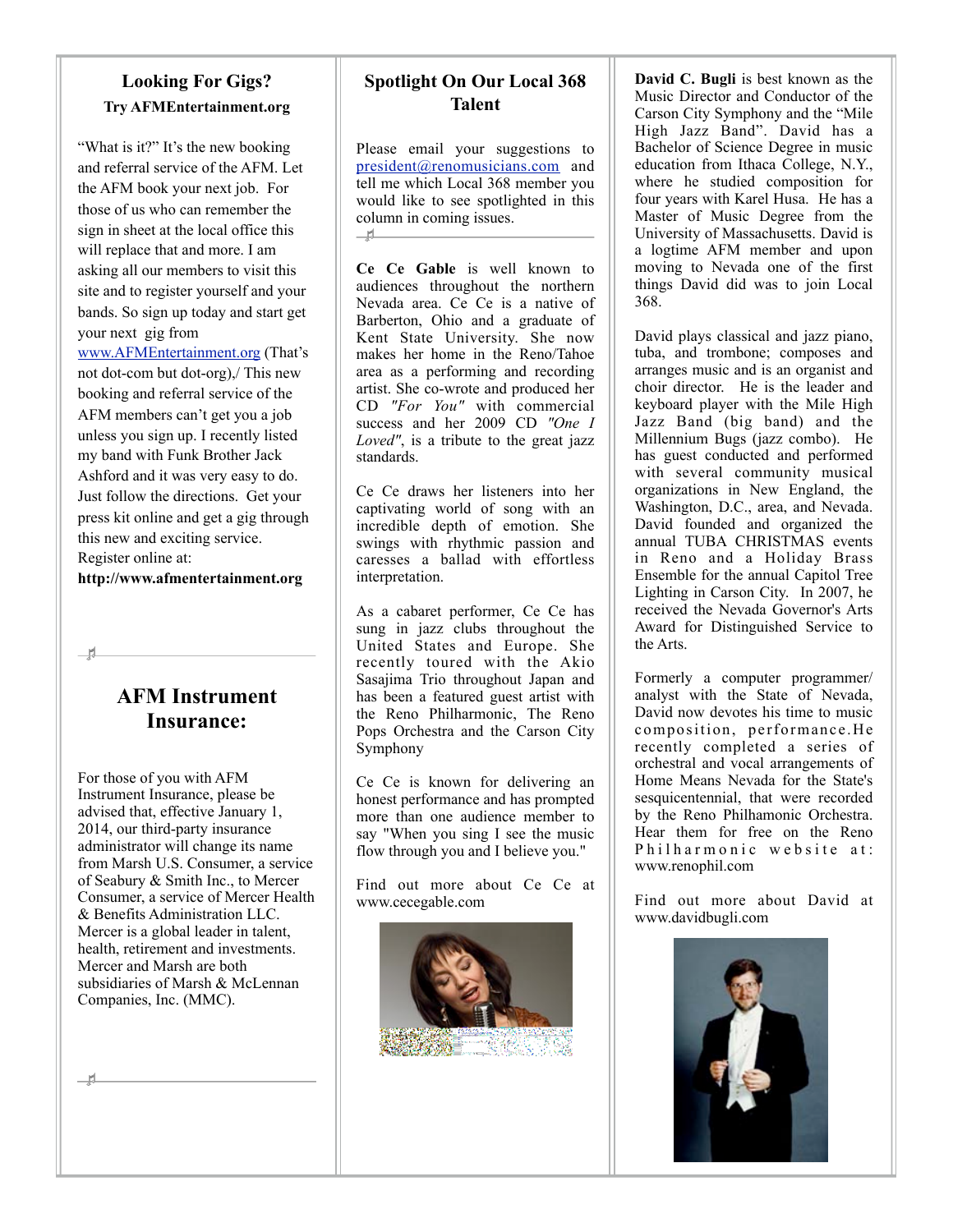## Looking For Gigs?

**Try AFMEntertainment.org**

"What is it?" It's the new booking and referral service of the AFM. Let the AFM book your next job. For those of us who can remember the sign in sheet at the local office this will replace that and more. I am asking all our members to visit this site and to register yourself and your bands. So sign up today and start get your next gig from www.AFMEntertainment.org (That's not dot-com but dot-org),/ This new booking and referral service of the AFM members can't get you a job unless you sign up. I recently listed my band with Funk Brother Jack Ashford and it was very easy to do. Just follow the directions. Get your press kit online and get a gig through this new and exciting service. Register online at: **http://www.afmentertainment.org**

## AFM Instrument Insurance:

For those of you with AFM Instrument Insurance, please be advised that, effective January 1, 2014, our third-party insurance administrator will change its name from Marsh U.S. Consumer, a service of Seabury & Smith Inc., to Mercer Consumer, a service of Mercer Health & Benefits Administration LLC. Mercer is a global leader in talent, health, retirement and investments. Mercer and Marsh are both subsidiaries of Marsh & McLennan Companies, Inc. (MMC).

## Spotlight On Our Local 368 Talent

Please email your suggestions to president@renomusicians.com and tell me which Local 368 member you would like to see spotlighted in this column in coming issues.

**Ce Ce Gable** is well known to audiences throughout the northern Nevada area. Ce Ce is a native of Barberton, Ohio and a graduate of Kent State University. She now makes her home in the Reno/Tahoe area as a performing and recording artist. She co-wrote and produced her CD *"For You"* with commercial success and her 2009 CD *"One I Loved"*, is a tribute to the great jazz standards.

Ce Ce draws her listeners into her captivating world of song with an incredible depth of emotion. She swings with rhythmic passion and caresses a ballad with effortless interpretation.

As a cabaret performer, Ce Ce has sung in jazz clubs throughout the United States and Europe. She recently toured with the Akio Sasajima Trio throughout Japan and has been a featured guest artist with the Reno Philharmonic, The Reno Pops Orchestra and the Carson City Symphony

Ce Ce is known for delivering an honest performance and has prompted more than one audience member to say "When you sing I see the music flow through you and I believe you."

Find out more about Ce Ce at www.cecegable.com

**David C. Bugli** is best known as the Music Director and Conductor of the Carson City Symphony and the "Mile High Jazz Band". David has a Bachelor of Science Degree in music education from Ithaca College, N.Y., where he studied composition for four years with Karel Husa. He has a Master of Music Degree from the University of Massachusetts. David is a logtime AFM member and upon moving to Nevada one of the first things David did was to join Local 368.

David plays classical and jazz piano, tuba, and trombone; composes and arranges music and is an organist and choir director. He is the leader and keyboard player with the Mile High Jazz Band (big band) and the Millennium Bugs (jazz combo). He has guest conducted and performed with several community musical organizations in New England, the Washington, D.C., area, and Nevada. David founded and organized the annual TUBA CHRISTMAS events in Reno and a Holiday Brass Ensemble for the annual Capitol Tree Lighting in Carson City. In 2007, he received the Nevada Governor's Arts Award for Distinguished Service to the Arts.

Formerly a computer programmer/ analyst with the State of Nevada, David now devotes his time to music composition, performance.He recently completed a series of orchestral and vocal arrangements of Home Means Nevada for the State's sesquicentennial, that were recorded by the Reno Philhamonic Orchestra. Hear them for free on the Reno Philharmonic website at: www.renophil.com

Find out more about David at www.davidbugli.com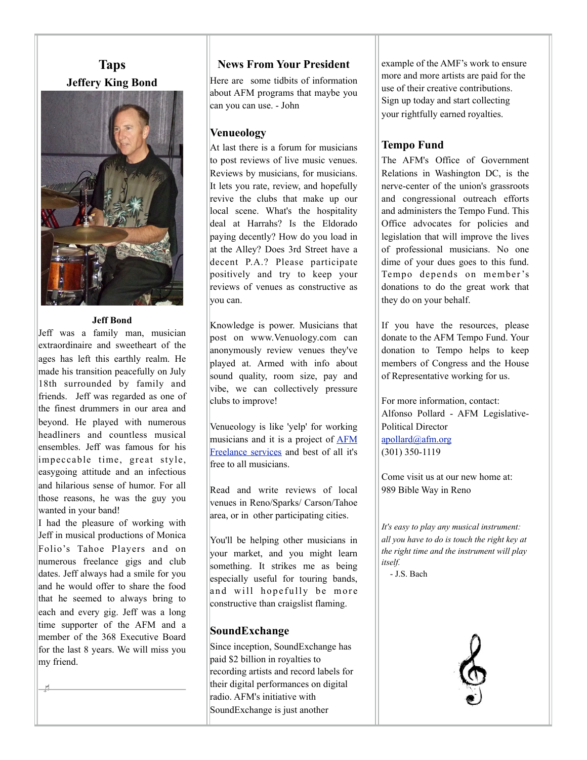## Taps

### Jeffery King Bond

**Jeff Bond**

Jeff was a family man, musician extraordinaire and sweetheart of the ages has left this earthly realm. He made his transition peacefully on July 18th surrounded by family and friends. Jeff was regarded as one of the finest drummers in our area and beyond. He played with numerous headliners and countless musical ensembles. Jeff was famous for his impeccable time, great style, easygoing attitude and an infectious and hilarious sense of humor. For all those reasons, he was the guy you wanted in your band!

I had the pleasure of working with Jeff in musical productions of Monica Folio's Tahoe Players and on numerous freelance gigs and club dates. Jeff always had a smile for you and he would offer to share the food that he seemed to always bring to each and every gig. Jeff was a long time supporter of the AFM and a member of the 368 Executive Board for the last 8 years. We will miss you my friend.

## News From Your President

Here are some tidbits of information about AFM programs that maybe you can you can use. - John

### Venueology

At last there is a forum for musicians to post reviews of live music venues. Reviews by musicians, for musicians. It lets you rate, review, and hopefully revive the clubs that make up our local scene. What's the hospitality deal at Harrahs? Is the Eldorado paying decently? How do you load in at the Alley? Does 3rd Street have a decent P.A.? Please participate positively and try to keep your reviews of venues as constructive as you can.

Knowledge is power. Musicians that post on www.Venuology.com can anonymously review venues they've played at. Armed with info about sound quality, room size, pay and vibe, we can collectively pressure clubs to improve!

Venueology is like 'yelp' for working musicians and it is a project of AFM Freelance services and best of all it's free to all musicians.

Read and write reviews of local venues in Reno/Sparks/ Carson/Tahoe area, or in other participating cities.

You'll be helping other musicians in your market, and you might learn something. It strikes me as being especially useful for touring bands, and will hopefully be more constructive than craigslist flaming.

### SoundExchange

Since inception, SoundExchange has paid $2 billion in royalties to recording artists and record labels for their digital performances on digital radio. AFM's initiative with SoundExchange is just another example of the AMF's work to ensure more and more artists are paid for the use of their creative contributions. Sign up today and start collecting your rightfully earned royalties.

### Tempo Fund

The AFM's Office of Government Relations in Washington DC, is the nerve-center of the union's grassroots and congressional outreach efforts and administers the Tempo Fund. This Office advocates for policies and legislation that will improve the lives of professional musicians. No one dime of your dues goes to this fund. Tempo depends on member's donations to do the great work that they do on your behalf.

If you have the resources, please donate to the AFM Tempo Fund. Your donation to Tempo helps to keep members of Congress and the House of Representative working for us.

For more information, contact:
Alfonso Pollard - AFM Legislative-Political Director
apollard@afm.org
(301) 350-1119

Come visit us at our new home at:
989 Bible Way in Reno

*It's easy to play any musical instrument: all you have to do is touch the right key at the right time and the instrument will play itself.*
- J.S. Bach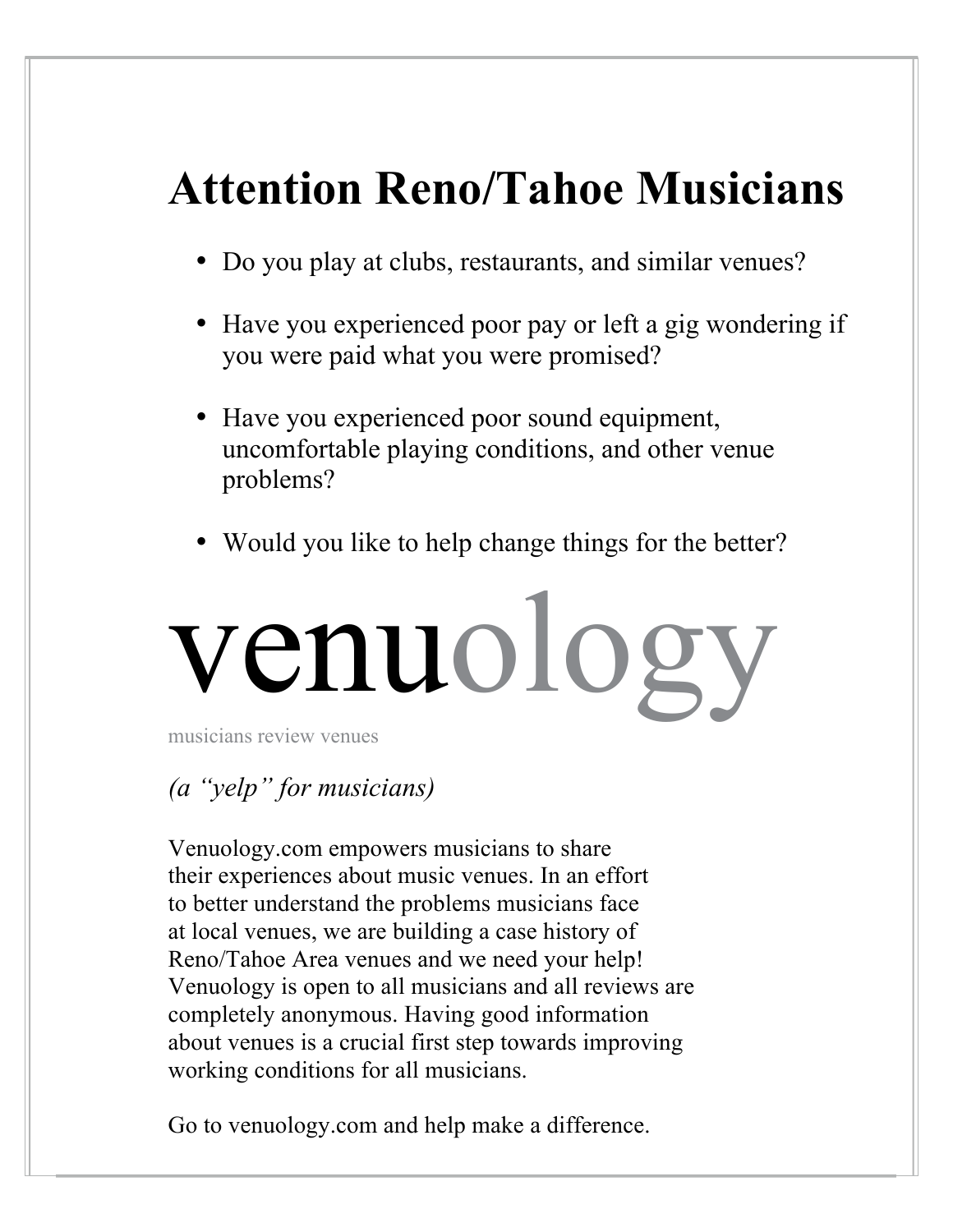# Attention Reno/Tahoe Musicians

- Do you play at clubs, restaurants, and similar venues?
- Have you experienced poor pay or left a gig wondering if you were paid what you were promised?
- Have you experienced poor sound equipment, uncomfortable playing conditions, and other venue problems?
- Would you like to help change things for the better?

# venuology

musicians review venues

*(a "yelp" for musicians)*

Venuology.com empowers musicians to share their experiences about music venues. In an effort to better understand the problems musicians face at local venues, we are building a case history of Reno/Tahoe Area venues and we need your help! Venuology is open to all musicians and all reviews are completely anonymous. Having good information about venues is a crucial first step towards improving working conditions for all musicians.

Go to venuology.com and help make a difference.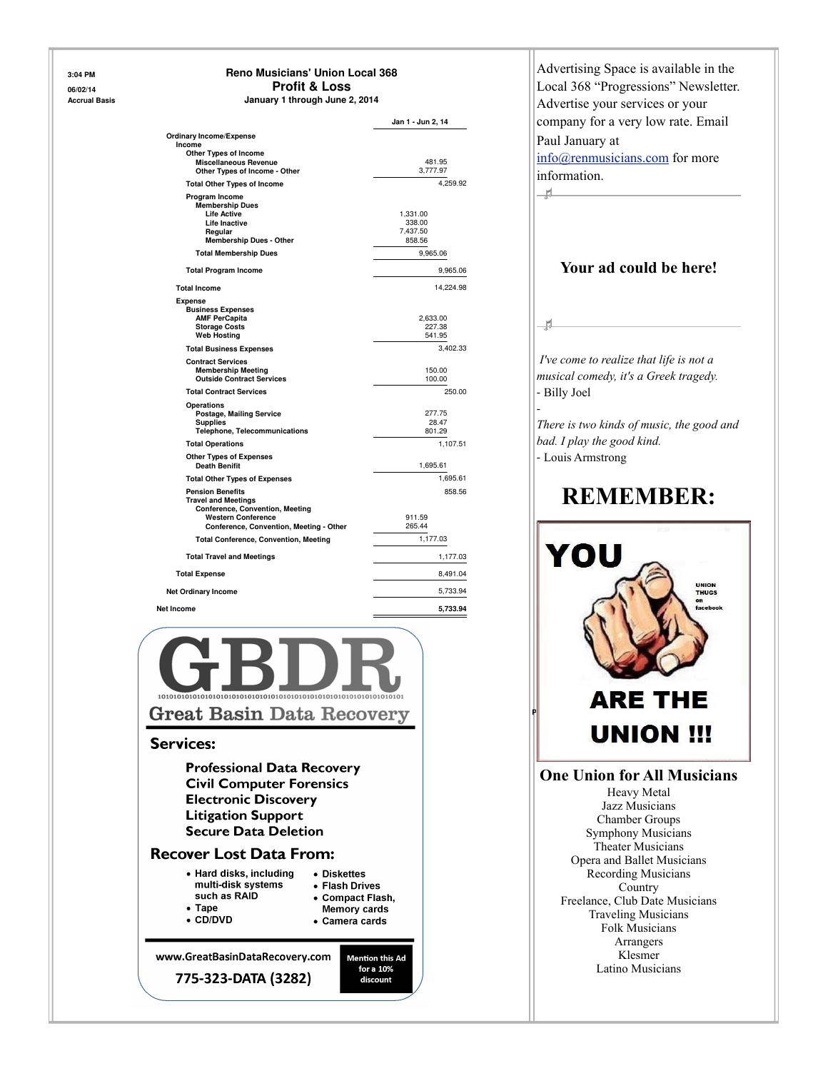3:04 PM
06/02/14
Accrual Basis

# Reno Musicians' Union Local 368
## Profit & Loss
**January 1 through June 2, 2014**

| | Jan 1 - Jun 2, 14 |
|---|---|
| **Ordinary Income/Expense** | |
| **Income** | |
| **Other Types of Income** | |
| Miscellaneous Revenue | 481.95 |
| Other Types of Income - Other | 3,777.97 |
| **Total Other Types of Income** | 4,259.92 |
| **Program Income** | |
| **Membership Dues** | |
| Life Active | 1,331.00 |
| Life Inactive | 338.00 |
| Regular | 7,437.50 |
| Membership Dues - Other | 858.56 |
| **Total Membership Dues** | 9,965.06 |
| **Total Program Income** | 9,965.06 |
| **Total Income** | 14,224.98 |
| **Expense** | |
| **Business Expenses** | |
| AMF PerCapita | 2,633.00 |
| Storage Costs | 227.38 |
| Web Hosting | 541.95 |
| **Total Business Expenses** | 3,402.33 |
| **Contract Services** | |
| Membership Meeting | 150.00 |
| Outside Contract Services | 100.00 |
| **Total Contract Services** | 250.00 |
| **Operations** | |
| Postage, Mailing Service | 277.75 |
| Supplies | 28.47 |
| Telephone, Telecommunications | 801.29 |
| **Total Operations** | 1,107.51 |
| **Other Types of Expenses** | |
| Death Benifit | 1,695.61 |
| **Total Other Types of Expenses** | 1,695.61 |
| **Pension Benefits** | 858.56 |
| **Travel and Meetings** | |
| **Conference, Convention, Meeting** | |
| Western Conference | 911.59 |
| Conference, Convention, Meeting - Other | 265.44 |
| **Total Conference, Convention, Meeting** | 1,177.03 |
| **Total Travel and Meetings** | 1,177.03 |
| **Total Expense** | 8,491.04 |
| **Net Ordinary Income** | 5,733.94 |
| **Net Income** | **5,733.94** |

# GBDR
1010101010101010101010101010101010101010101010101010101010101

**Great Basin Data Recovery**

## Services:

**Professional Data Recovery**
**Civil Computer Forensics**
**Electronic Discovery**
**Litigation Support**
**Secure Data Deletion**

## Recover Lost Data From:

- Hard disks, including multi-disk systems such as RAID
- Tape
- CD/DVD
- Diskettes
- Flash Drives
- Compact Flash, Memory cards
- Camera cards

**www.GreatBasinDataRecovery.com**
**775-323-DATA (3282)**

**Mention this Ad for a 10% discount**

Advertising Space is available in the Local 368 "Progressions" Newsletter. Advertise your services or your company for a very low rate. Email Paul January at info@renmusicians.com for more information.

**Your ad could be here!**

*I've come to realize that life is not a musical comedy, it's a Greek tragedy.*
- Billy Joel

-

*There is two kinds of music, the good and bad. I play the good kind.*
- Louis Armstrong

# REMEMBER:

**YOU ARE THE UNION !!!**

UNION THUGS on facebook

## One Union for All Musicians

Heavy Metal
Jazz Musicians
Chamber Groups
Symphony Musicians
Theater Musicians
Opera and Ballet Musicians
Recording Musicians
Country
Freelance, Club Date Musicians
Traveling Musicians
Folk Musicians
Arrangers
Klesmer
Latino Musicians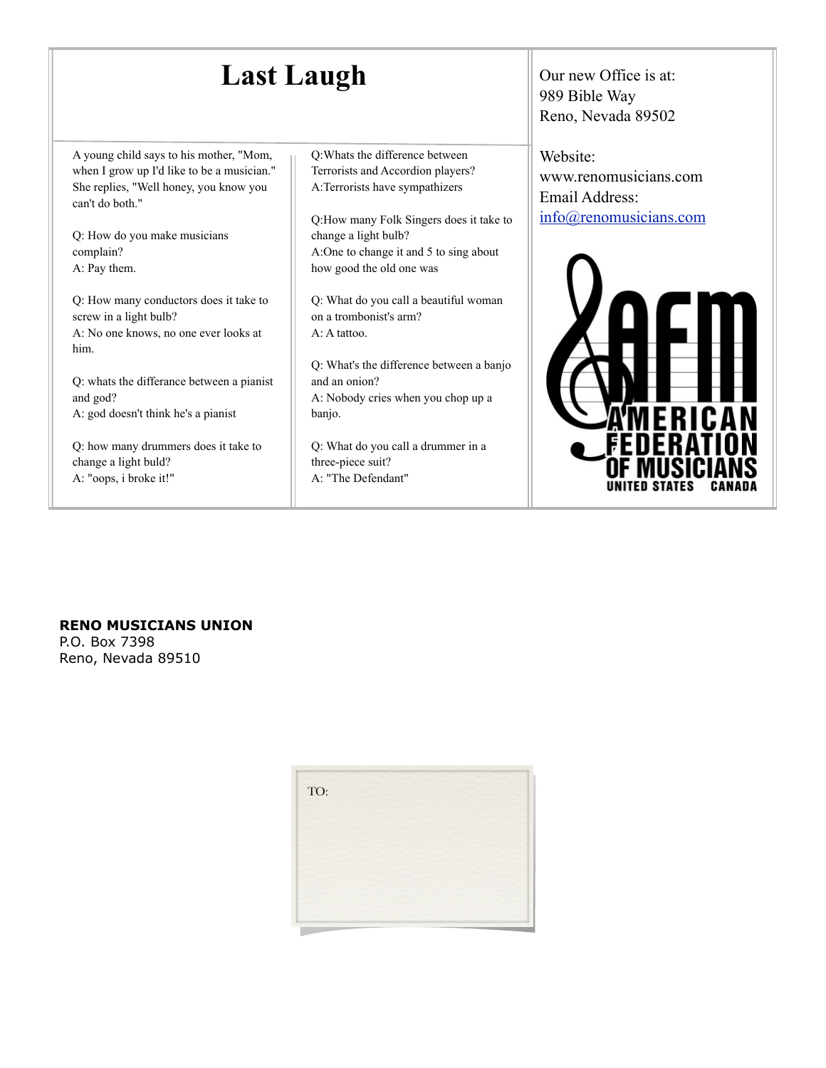# Last Laugh

A young child says to his mother, "Mom, when I grow up I'd like to be a musician." She replies, "Well honey, you know you can't do both."

Q: How do you make musicians complain?
A: Pay them.

Q: How many conductors does it take to screw in a light bulb?
A: No one knows, no one ever looks at him.

Q: whats the differance between a pianist and god?
A: god doesn't think he's a pianist

Q: how many drummers does it take to change a light buld?
A: "oops, i broke it!"

Q:Whats the difference between Terrorists and Accordion players?
A:Terrorists have sympathizers

Q:How many Folk Singers does it take to change a light bulb?
A:One to change it and 5 to sing about how good the old one was

Q: What do you call a beautiful woman on a trombonist's arm?
A: A tattoo.

Q: What's the difference between a banjo and an onion?
A: Nobody cries when you chop up a banjo.

Q: What do you call a drummer in a three-piece suit?
A: "The Defendant"

Our new Office is at:
989 Bible Way
Reno, Nevada 89502

Website:
www.renomusicians.com
Email Address:
info@renomusicians.com

AFM
AMERICAN FEDERATION OF MUSICIANS
UNITED STATES CANADA

**RENO MUSICIANS UNION**
P.O. Box 7398
Reno, Nevada 89510

TO: